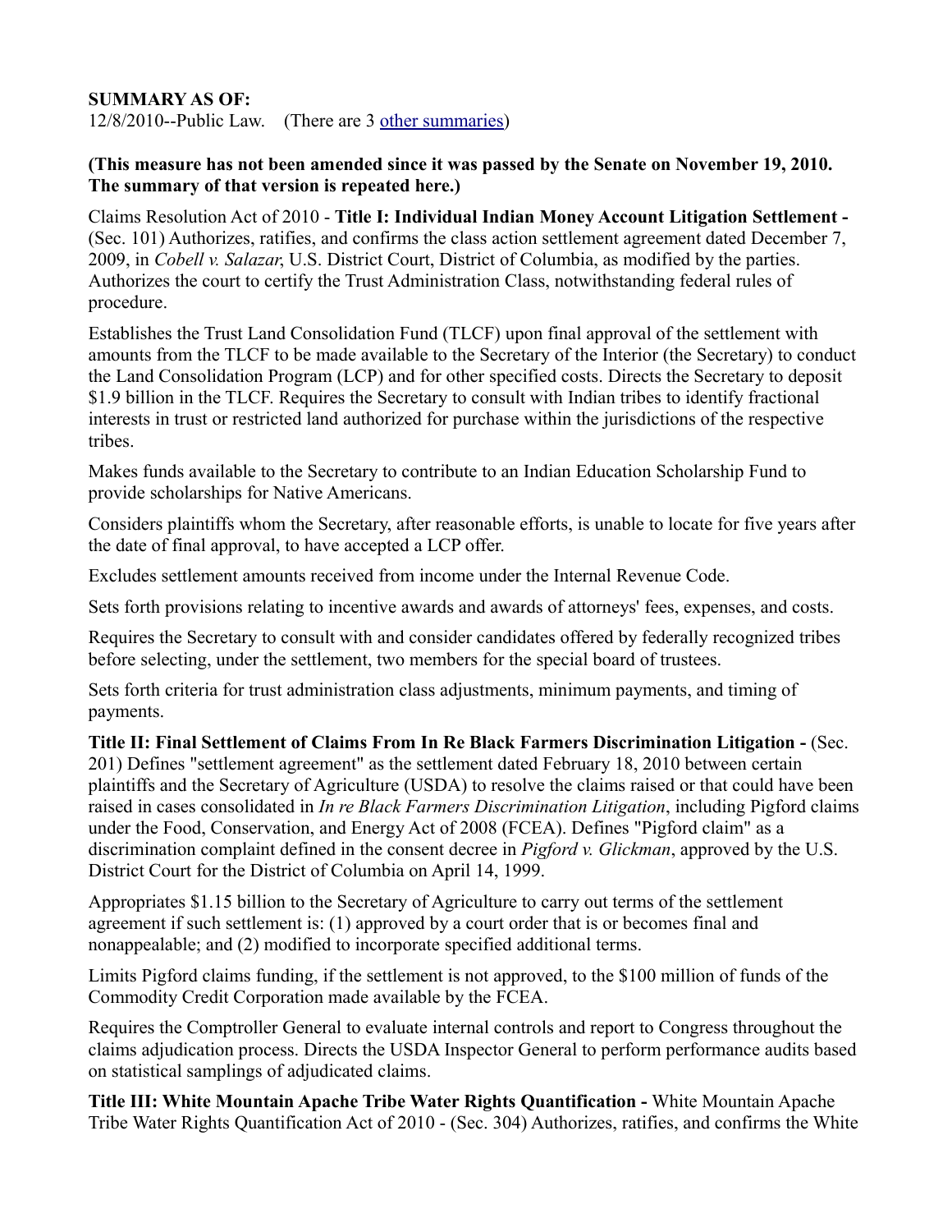**SUMMARY AS OF:**
12/8/2010--Public Law. (There are 3 other summaries)

**(This measure has not been amended since it was passed by the Senate on November 19, 2010. The summary of that version is repeated here.)**

Claims Resolution Act of 2010 - **Title I: Individual Indian Money Account Litigation Settlement -** (Sec. 101) Authorizes, ratifies, and confirms the class action settlement agreement dated December 7, 2009, in *Cobell v. Salazar*, U.S. District Court, District of Columbia, as modified by the parties. Authorizes the court to certify the Trust Administration Class, notwithstanding federal rules of procedure.

Establishes the Trust Land Consolidation Fund (TLCF) upon final approval of the settlement with amounts from the TLCF to be made available to the Secretary of the Interior (the Secretary) to conduct the Land Consolidation Program (LCP) and for other specified costs. Directs the Secretary to deposit $1.9 billion in the TLCF. Requires the Secretary to consult with Indian tribes to identify fractional interests in trust or restricted land authorized for purchase within the jurisdictions of the respective tribes.

Makes funds available to the Secretary to contribute to an Indian Education Scholarship Fund to provide scholarships for Native Americans.

Considers plaintiffs whom the Secretary, after reasonable efforts, is unable to locate for five years after the date of final approval, to have accepted a LCP offer.

Excludes settlement amounts received from income under the Internal Revenue Code.

Sets forth provisions relating to incentive awards and awards of attorneys' fees, expenses, and costs.

Requires the Secretary to consult with and consider candidates offered by federally recognized tribes before selecting, under the settlement, two members for the special board of trustees.

Sets forth criteria for trust administration class adjustments, minimum payments, and timing of payments.

**Title II: Final Settlement of Claims From In Re Black Farmers Discrimination Litigation -** (Sec. 201) Defines "settlement agreement" as the settlement dated February 18, 2010 between certain plaintiffs and the Secretary of Agriculture (USDA) to resolve the claims raised or that could have been raised in cases consolidated in *In re Black Farmers Discrimination Litigation*, including Pigford claims under the Food, Conservation, and Energy Act of 2008 (FCEA). Defines "Pigford claim" as a discrimination complaint defined in the consent decree in *Pigford v. Glickman*, approved by the U.S. District Court for the District of Columbia on April 14, 1999.

Appropriates $1.15 billion to the Secretary of Agriculture to carry out terms of the settlement agreement if such settlement is: (1) approved by a court order that is or becomes final and nonappealable; and (2) modified to incorporate specified additional terms.

Limits Pigford claims funding, if the settlement is not approved, to the $100 million of funds of the Commodity Credit Corporation made available by the FCEA.

Requires the Comptroller General to evaluate internal controls and report to Congress throughout the claims adjudication process. Directs the USDA Inspector General to perform performance audits based on statistical samplings of adjudicated claims.

**Title III: White Mountain Apache Tribe Water Rights Quantification -** White Mountain Apache Tribe Water Rights Quantification Act of 2010 - (Sec. 304) Authorizes, ratifies, and confirms the White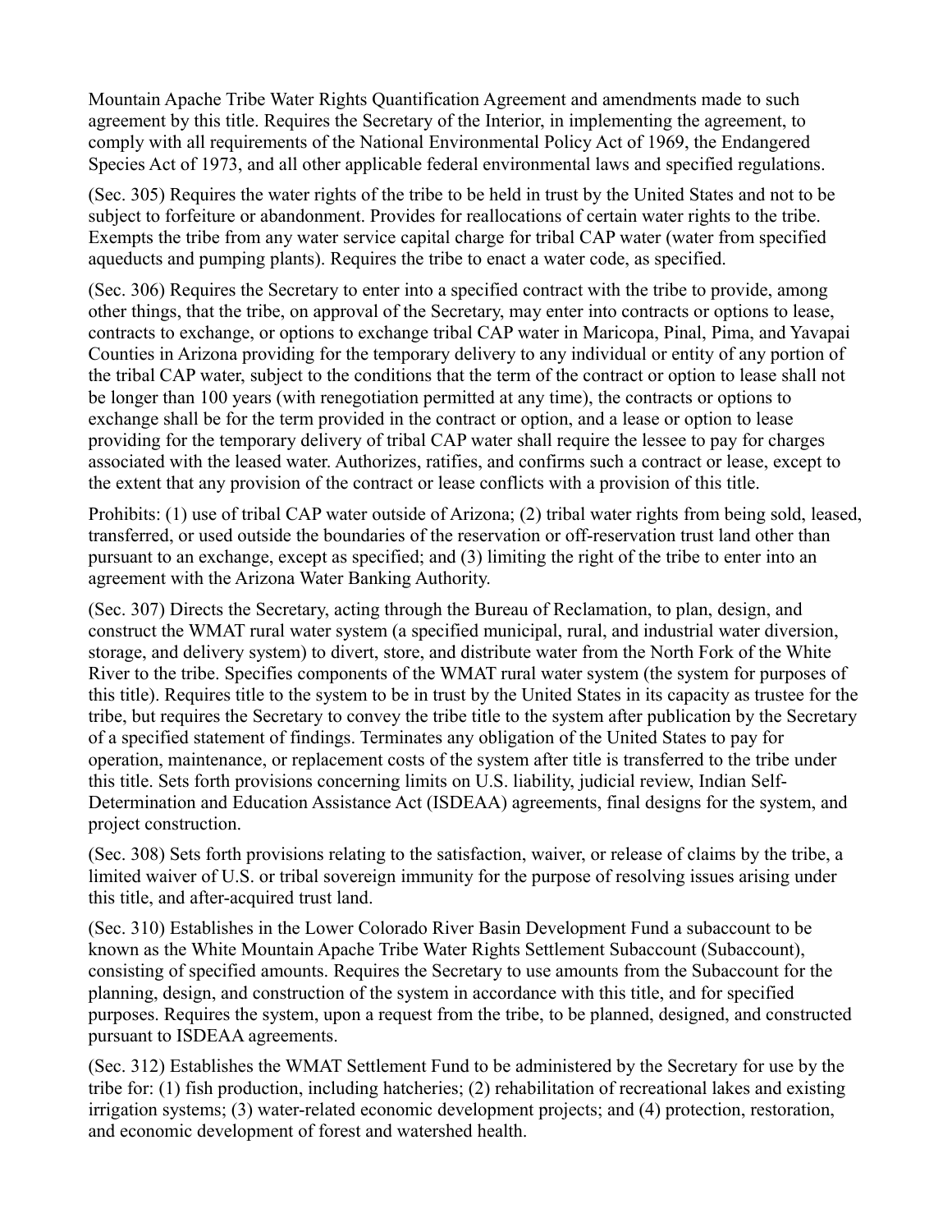Mountain Apache Tribe Water Rights Quantification Agreement and amendments made to such agreement by this title. Requires the Secretary of the Interior, in implementing the agreement, to comply with all requirements of the National Environmental Policy Act of 1969, the Endangered Species Act of 1973, and all other applicable federal environmental laws and specified regulations.

(Sec. 305) Requires the water rights of the tribe to be held in trust by the United States and not to be subject to forfeiture or abandonment. Provides for reallocations of certain water rights to the tribe. Exempts the tribe from any water service capital charge for tribal CAP water (water from specified aqueducts and pumping plants). Requires the tribe to enact a water code, as specified.

(Sec. 306) Requires the Secretary to enter into a specified contract with the tribe to provide, among other things, that the tribe, on approval of the Secretary, may enter into contracts or options to lease, contracts to exchange, or options to exchange tribal CAP water in Maricopa, Pinal, Pima, and Yavapai Counties in Arizona providing for the temporary delivery to any individual or entity of any portion of the tribal CAP water, subject to the conditions that the term of the contract or option to lease shall not be longer than 100 years (with renegotiation permitted at any time), the contracts or options to exchange shall be for the term provided in the contract or option, and a lease or option to lease providing for the temporary delivery of tribal CAP water shall require the lessee to pay for charges associated with the leased water. Authorizes, ratifies, and confirms such a contract or lease, except to the extent that any provision of the contract or lease conflicts with a provision of this title.

Prohibits: (1) use of tribal CAP water outside of Arizona; (2) tribal water rights from being sold, leased, transferred, or used outside the boundaries of the reservation or off-reservation trust land other than pursuant to an exchange, except as specified; and (3) limiting the right of the tribe to enter into an agreement with the Arizona Water Banking Authority.

(Sec. 307) Directs the Secretary, acting through the Bureau of Reclamation, to plan, design, and construct the WMAT rural water system (a specified municipal, rural, and industrial water diversion, storage, and delivery system) to divert, store, and distribute water from the North Fork of the White River to the tribe. Specifies components of the WMAT rural water system (the system for purposes of this title). Requires title to the system to be in trust by the United States in its capacity as trustee for the tribe, but requires the Secretary to convey the tribe title to the system after publication by the Secretary of a specified statement of findings. Terminates any obligation of the United States to pay for operation, maintenance, or replacement costs of the system after title is transferred to the tribe under this title. Sets forth provisions concerning limits on U.S. liability, judicial review, Indian Self-Determination and Education Assistance Act (ISDEAA) agreements, final designs for the system, and project construction.

(Sec. 308) Sets forth provisions relating to the satisfaction, waiver, or release of claims by the tribe, a limited waiver of U.S. or tribal sovereign immunity for the purpose of resolving issues arising under this title, and after-acquired trust land.

(Sec. 310) Establishes in the Lower Colorado River Basin Development Fund a subaccount to be known as the White Mountain Apache Tribe Water Rights Settlement Subaccount (Subaccount), consisting of specified amounts. Requires the Secretary to use amounts from the Subaccount for the planning, design, and construction of the system in accordance with this title, and for specified purposes. Requires the system, upon a request from the tribe, to be planned, designed, and constructed pursuant to ISDEAA agreements.

(Sec. 312) Establishes the WMAT Settlement Fund to be administered by the Secretary for use by the tribe for: (1) fish production, including hatcheries; (2) rehabilitation of recreational lakes and existing irrigation systems; (3) water-related economic development projects; and (4) protection, restoration, and economic development of forest and watershed health.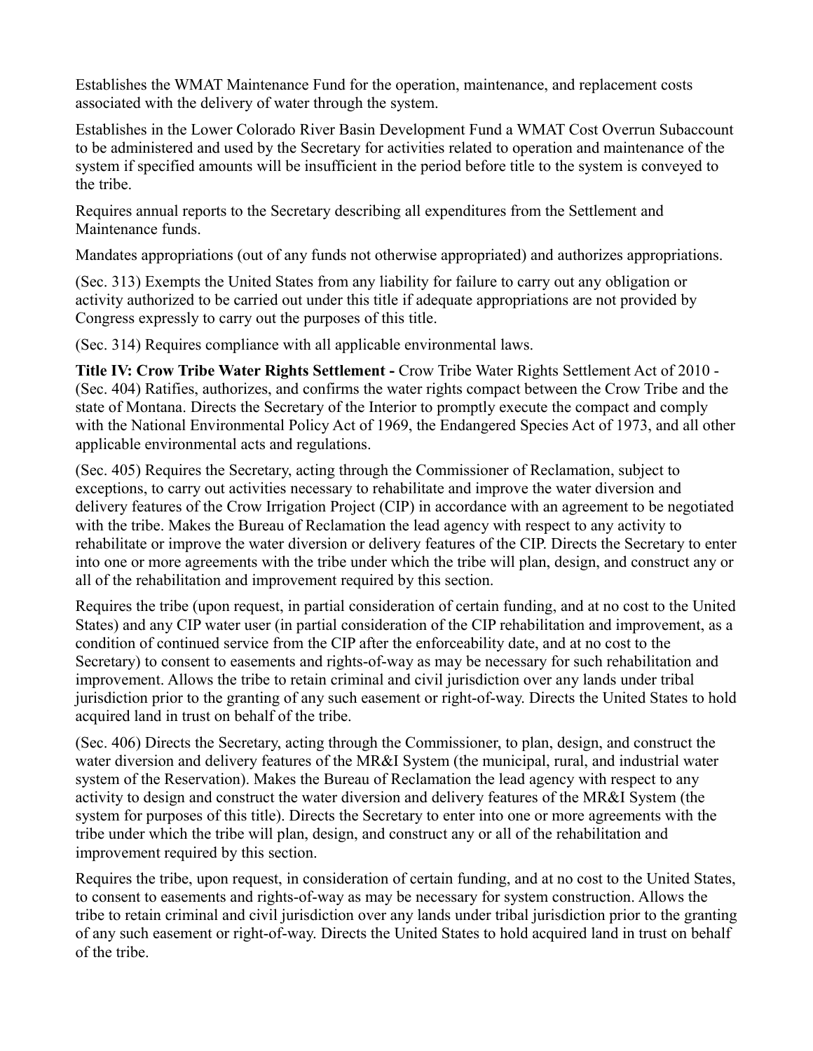Establishes the WMAT Maintenance Fund for the operation, maintenance, and replacement costs associated with the delivery of water through the system.

Establishes in the Lower Colorado River Basin Development Fund a WMAT Cost Overrun Subaccount to be administered and used by the Secretary for activities related to operation and maintenance of the system if specified amounts will be insufficient in the period before title to the system is conveyed to the tribe.

Requires annual reports to the Secretary describing all expenditures from the Settlement and Maintenance funds.

Mandates appropriations (out of any funds not otherwise appropriated) and authorizes appropriations.

(Sec. 313) Exempts the United States from any liability for failure to carry out any obligation or activity authorized to be carried out under this title if adequate appropriations are not provided by Congress expressly to carry out the purposes of this title.

(Sec. 314) Requires compliance with all applicable environmental laws.

**Title IV: Crow Tribe Water Rights Settlement -** Crow Tribe Water Rights Settlement Act of 2010 - (Sec. 404) Ratifies, authorizes, and confirms the water rights compact between the Crow Tribe and the state of Montana. Directs the Secretary of the Interior to promptly execute the compact and comply with the National Environmental Policy Act of 1969, the Endangered Species Act of 1973, and all other applicable environmental acts and regulations.

(Sec. 405) Requires the Secretary, acting through the Commissioner of Reclamation, subject to exceptions, to carry out activities necessary to rehabilitate and improve the water diversion and delivery features of the Crow Irrigation Project (CIP) in accordance with an agreement to be negotiated with the tribe. Makes the Bureau of Reclamation the lead agency with respect to any activity to rehabilitate or improve the water diversion or delivery features of the CIP. Directs the Secretary to enter into one or more agreements with the tribe under which the tribe will plan, design, and construct any or all of the rehabilitation and improvement required by this section.

Requires the tribe (upon request, in partial consideration of certain funding, and at no cost to the United States) and any CIP water user (in partial consideration of the CIP rehabilitation and improvement, as a condition of continued service from the CIP after the enforceability date, and at no cost to the Secretary) to consent to easements and rights-of-way as may be necessary for such rehabilitation and improvement. Allows the tribe to retain criminal and civil jurisdiction over any lands under tribal jurisdiction prior to the granting of any such easement or right-of-way. Directs the United States to hold acquired land in trust on behalf of the tribe.

(Sec. 406) Directs the Secretary, acting through the Commissioner, to plan, design, and construct the water diversion and delivery features of the MR&I System (the municipal, rural, and industrial water system of the Reservation). Makes the Bureau of Reclamation the lead agency with respect to any activity to design and construct the water diversion and delivery features of the MR&I System (the system for purposes of this title). Directs the Secretary to enter into one or more agreements with the tribe under which the tribe will plan, design, and construct any or all of the rehabilitation and improvement required by this section.

Requires the tribe, upon request, in consideration of certain funding, and at no cost to the United States, to consent to easements and rights-of-way as may be necessary for system construction. Allows the tribe to retain criminal and civil jurisdiction over any lands under tribal jurisdiction prior to the granting of any such easement or right-of-way. Directs the United States to hold acquired land in trust on behalf of the tribe.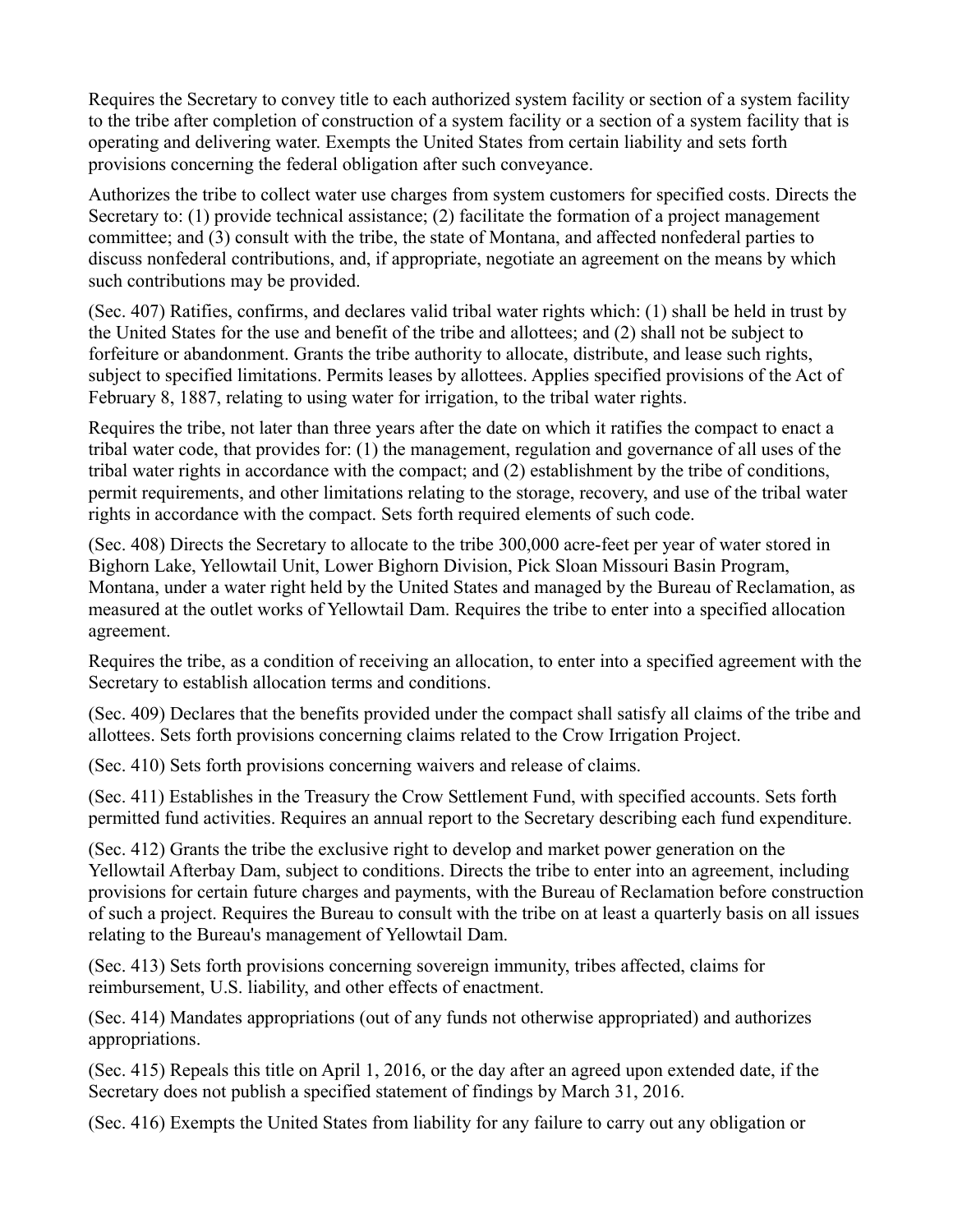Requires the Secretary to convey title to each authorized system facility or section of a system facility to the tribe after completion of construction of a system facility or a section of a system facility that is operating and delivering water. Exempts the United States from certain liability and sets forth provisions concerning the federal obligation after such conveyance.

Authorizes the tribe to collect water use charges from system customers for specified costs. Directs the Secretary to: (1) provide technical assistance; (2) facilitate the formation of a project management committee; and (3) consult with the tribe, the state of Montana, and affected nonfederal parties to discuss nonfederal contributions, and, if appropriate, negotiate an agreement on the means by which such contributions may be provided.

(Sec. 407) Ratifies, confirms, and declares valid tribal water rights which: (1) shall be held in trust by the United States for the use and benefit of the tribe and allottees; and (2) shall not be subject to forfeiture or abandonment. Grants the tribe authority to allocate, distribute, and lease such rights, subject to specified limitations. Permits leases by allottees. Applies specified provisions of the Act of February 8, 1887, relating to using water for irrigation, to the tribal water rights.

Requires the tribe, not later than three years after the date on which it ratifies the compact to enact a tribal water code, that provides for: (1) the management, regulation and governance of all uses of the tribal water rights in accordance with the compact; and (2) establishment by the tribe of conditions, permit requirements, and other limitations relating to the storage, recovery, and use of the tribal water rights in accordance with the compact. Sets forth required elements of such code.

(Sec. 408) Directs the Secretary to allocate to the tribe 300,000 acre-feet per year of water stored in Bighorn Lake, Yellowtail Unit, Lower Bighorn Division, Pick Sloan Missouri Basin Program, Montana, under a water right held by the United States and managed by the Bureau of Reclamation, as measured at the outlet works of Yellowtail Dam. Requires the tribe to enter into a specified allocation agreement.

Requires the tribe, as a condition of receiving an allocation, to enter into a specified agreement with the Secretary to establish allocation terms and conditions.

(Sec. 409) Declares that the benefits provided under the compact shall satisfy all claims of the tribe and allottees. Sets forth provisions concerning claims related to the Crow Irrigation Project.

(Sec. 410) Sets forth provisions concerning waivers and release of claims.

(Sec. 411) Establishes in the Treasury the Crow Settlement Fund, with specified accounts. Sets forth permitted fund activities. Requires an annual report to the Secretary describing each fund expenditure.

(Sec. 412) Grants the tribe the exclusive right to develop and market power generation on the Yellowtail Afterbay Dam, subject to conditions. Directs the tribe to enter into an agreement, including provisions for certain future charges and payments, with the Bureau of Reclamation before construction of such a project. Requires the Bureau to consult with the tribe on at least a quarterly basis on all issues relating to the Bureau's management of Yellowtail Dam.

(Sec. 413) Sets forth provisions concerning sovereign immunity, tribes affected, claims for reimbursement, U.S. liability, and other effects of enactment.

(Sec. 414) Mandates appropriations (out of any funds not otherwise appropriated) and authorizes appropriations.

(Sec. 415) Repeals this title on April 1, 2016, or the day after an agreed upon extended date, if the Secretary does not publish a specified statement of findings by March 31, 2016.

(Sec. 416) Exempts the United States from liability for any failure to carry out any obligation or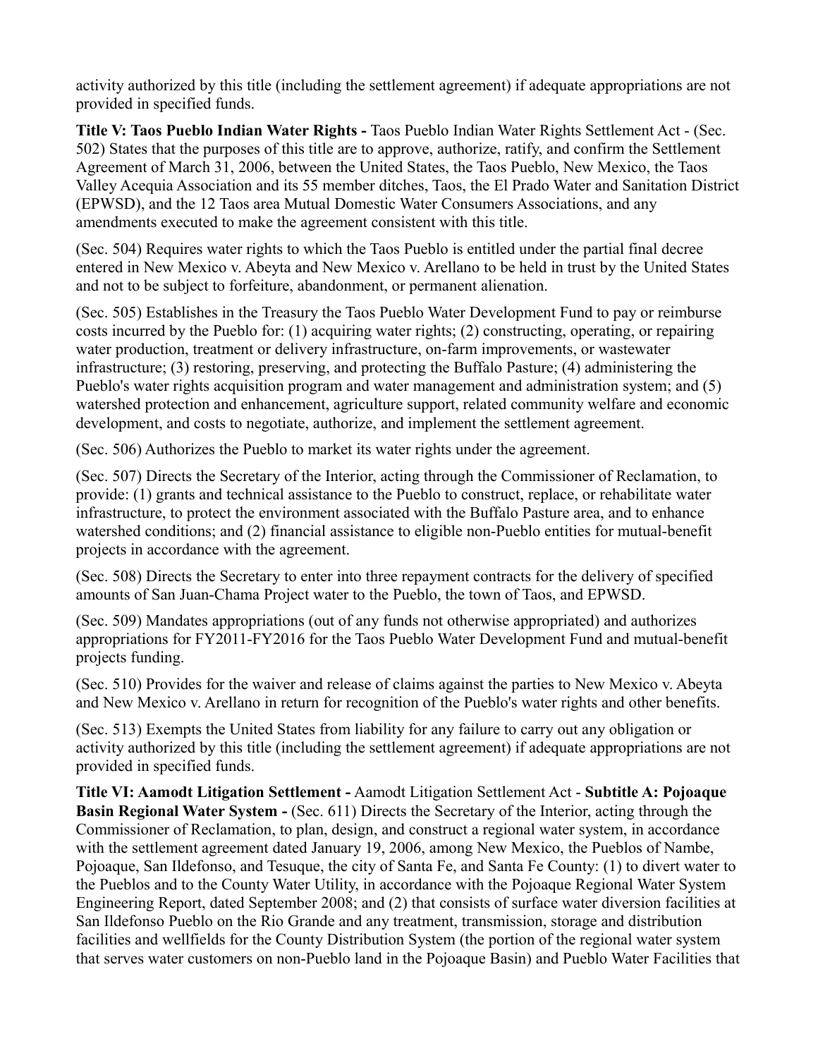activity authorized by this title (including the settlement agreement) if adequate appropriations are not provided in specified funds.

**Title V: Taos Pueblo Indian Water Rights -** Taos Pueblo Indian Water Rights Settlement Act - (Sec. 502) States that the purposes of this title are to approve, authorize, ratify, and confirm the Settlement Agreement of March 31, 2006, between the United States, the Taos Pueblo, New Mexico, the Taos Valley Acequia Association and its 55 member ditches, Taos, the El Prado Water and Sanitation District (EPWSD), and the 12 Taos area Mutual Domestic Water Consumers Associations, and any amendments executed to make the agreement consistent with this title.

(Sec. 504) Requires water rights to which the Taos Pueblo is entitled under the partial final decree entered in New Mexico v. Abeyta and New Mexico v. Arellano to be held in trust by the United States and not to be subject to forfeiture, abandonment, or permanent alienation.

(Sec. 505) Establishes in the Treasury the Taos Pueblo Water Development Fund to pay or reimburse costs incurred by the Pueblo for: (1) acquiring water rights; (2) constructing, operating, or repairing water production, treatment or delivery infrastructure, on-farm improvements, or wastewater infrastructure; (3) restoring, preserving, and protecting the Buffalo Pasture; (4) administering the Pueblo's water rights acquisition program and water management and administration system; and (5) watershed protection and enhancement, agriculture support, related community welfare and economic development, and costs to negotiate, authorize, and implement the settlement agreement.

(Sec. 506) Authorizes the Pueblo to market its water rights under the agreement.

(Sec. 507) Directs the Secretary of the Interior, acting through the Commissioner of Reclamation, to provide: (1) grants and technical assistance to the Pueblo to construct, replace, or rehabilitate water infrastructure, to protect the environment associated with the Buffalo Pasture area, and to enhance watershed conditions; and (2) financial assistance to eligible non-Pueblo entities for mutual-benefit projects in accordance with the agreement.

(Sec. 508) Directs the Secretary to enter into three repayment contracts for the delivery of specified amounts of San Juan-Chama Project water to the Pueblo, the town of Taos, and EPWSD.

(Sec. 509) Mandates appropriations (out of any funds not otherwise appropriated) and authorizes appropriations for FY2011-FY2016 for the Taos Pueblo Water Development Fund and mutual-benefit projects funding.

(Sec. 510) Provides for the waiver and release of claims against the parties to New Mexico v. Abeyta and New Mexico v. Arellano in return for recognition of the Pueblo's water rights and other benefits.

(Sec. 513) Exempts the United States from liability for any failure to carry out any obligation or activity authorized by this title (including the settlement agreement) if adequate appropriations are not provided in specified funds.

**Title VI: Aamodt Litigation Settlement -** Aamodt Litigation Settlement Act - **Subtitle A: Pojoaque Basin Regional Water System -** (Sec. 611) Directs the Secretary of the Interior, acting through the Commissioner of Reclamation, to plan, design, and construct a regional water system, in accordance with the settlement agreement dated January 19, 2006, among New Mexico, the Pueblos of Nambe, Pojoaque, San Ildefonso, and Tesuque, the city of Santa Fe, and Santa Fe County: (1) to divert water to the Pueblos and to the County Water Utility, in accordance with the Pojoaque Regional Water System Engineering Report, dated September 2008; and (2) that consists of surface water diversion facilities at San Ildefonso Pueblo on the Rio Grande and any treatment, transmission, storage and distribution facilities and wellfields for the County Distribution System (the portion of the regional water system that serves water customers on non-Pueblo land in the Pojoaque Basin) and Pueblo Water Facilities that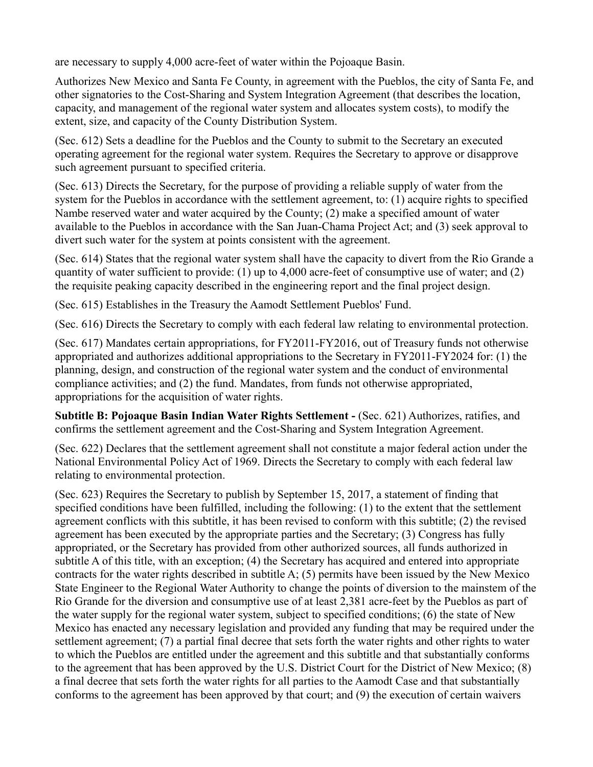are necessary to supply 4,000 acre-feet of water within the Pojoaque Basin.

Authorizes New Mexico and Santa Fe County, in agreement with the Pueblos, the city of Santa Fe, and other signatories to the Cost-Sharing and System Integration Agreement (that describes the location, capacity, and management of the regional water system and allocates system costs), to modify the extent, size, and capacity of the County Distribution System.

(Sec. 612) Sets a deadline for the Pueblos and the County to submit to the Secretary an executed operating agreement for the regional water system. Requires the Secretary to approve or disapprove such agreement pursuant to specified criteria.

(Sec. 613) Directs the Secretary, for the purpose of providing a reliable supply of water from the system for the Pueblos in accordance with the settlement agreement, to: (1) acquire rights to specified Nambe reserved water and water acquired by the County; (2) make a specified amount of water available to the Pueblos in accordance with the San Juan-Chama Project Act; and (3) seek approval to divert such water for the system at points consistent with the agreement.

(Sec. 614) States that the regional water system shall have the capacity to divert from the Rio Grande a quantity of water sufficient to provide: (1) up to 4,000 acre-feet of consumptive use of water; and (2) the requisite peaking capacity described in the engineering report and the final project design.

(Sec. 615) Establishes in the Treasury the Aamodt Settlement Pueblos' Fund.

(Sec. 616) Directs the Secretary to comply with each federal law relating to environmental protection.

(Sec. 617) Mandates certain appropriations, for FY2011-FY2016, out of Treasury funds not otherwise appropriated and authorizes additional appropriations to the Secretary in FY2011-FY2024 for: (1) the planning, design, and construction of the regional water system and the conduct of environmental compliance activities; and (2) the fund. Mandates, from funds not otherwise appropriated, appropriations for the acquisition of water rights.

**Subtitle B: Pojoaque Basin Indian Water Rights Settlement -** (Sec. 621) Authorizes, ratifies, and confirms the settlement agreement and the Cost-Sharing and System Integration Agreement.

(Sec. 622) Declares that the settlement agreement shall not constitute a major federal action under the National Environmental Policy Act of 1969. Directs the Secretary to comply with each federal law relating to environmental protection.

(Sec. 623) Requires the Secretary to publish by September 15, 2017, a statement of finding that specified conditions have been fulfilled, including the following: (1) to the extent that the settlement agreement conflicts with this subtitle, it has been revised to conform with this subtitle; (2) the revised agreement has been executed by the appropriate parties and the Secretary; (3) Congress has fully appropriated, or the Secretary has provided from other authorized sources, all funds authorized in subtitle A of this title, with an exception; (4) the Secretary has acquired and entered into appropriate contracts for the water rights described in subtitle A; (5) permits have been issued by the New Mexico State Engineer to the Regional Water Authority to change the points of diversion to the mainstem of the Rio Grande for the diversion and consumptive use of at least 2,381 acre-feet by the Pueblos as part of the water supply for the regional water system, subject to specified conditions; (6) the state of New Mexico has enacted any necessary legislation and provided any funding that may be required under the settlement agreement; (7) a partial final decree that sets forth the water rights and other rights to water to which the Pueblos are entitled under the agreement and this subtitle and that substantially conforms to the agreement that has been approved by the U.S. District Court for the District of New Mexico; (8) a final decree that sets forth the water rights for all parties to the Aamodt Case and that substantially conforms to the agreement has been approved by that court; and (9) the execution of certain waivers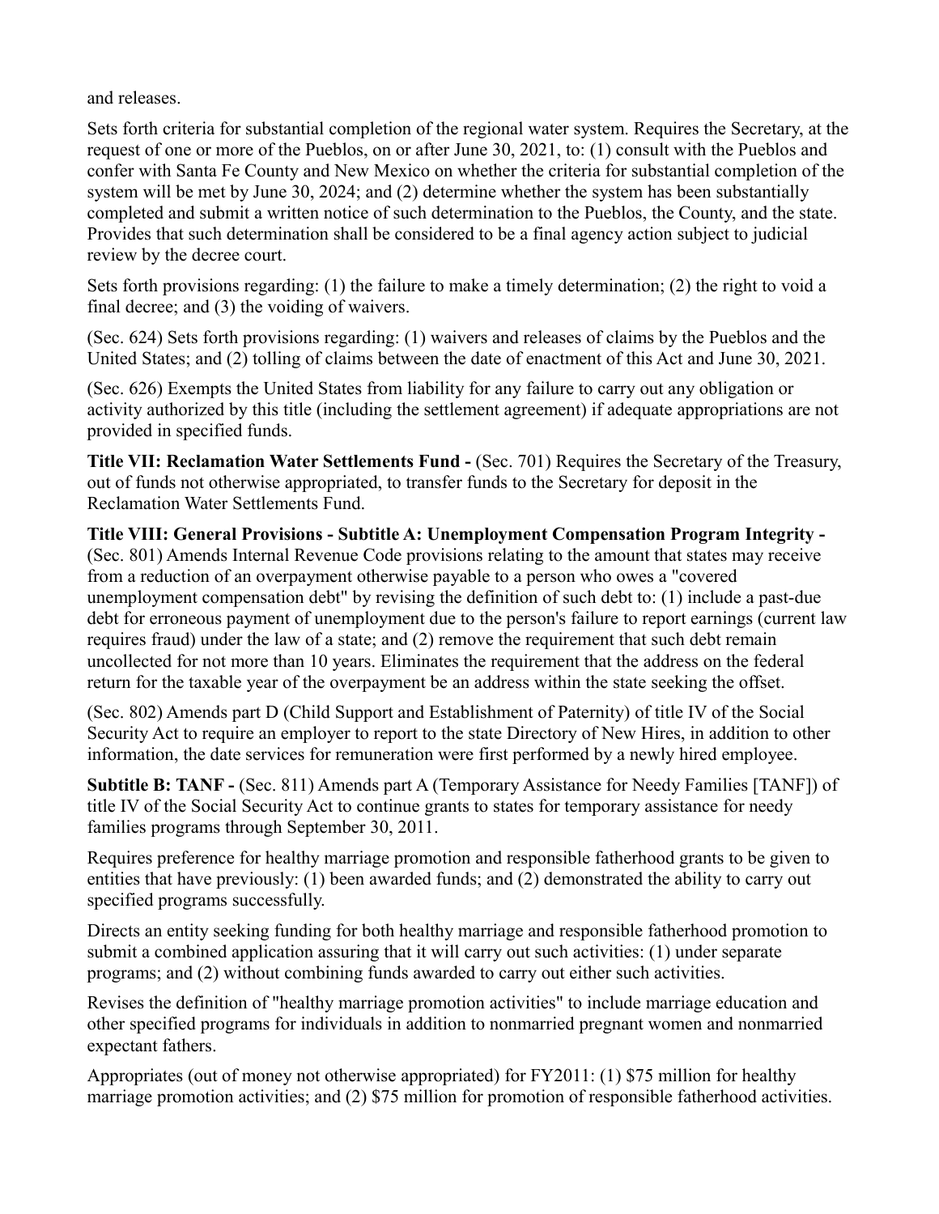and releases.

Sets forth criteria for substantial completion of the regional water system. Requires the Secretary, at the request of one or more of the Pueblos, on or after June 30, 2021, to: (1) consult with the Pueblos and confer with Santa Fe County and New Mexico on whether the criteria for substantial completion of the system will be met by June 30, 2024; and (2) determine whether the system has been substantially completed and submit a written notice of such determination to the Pueblos, the County, and the state. Provides that such determination shall be considered to be a final agency action subject to judicial review by the decree court.

Sets forth provisions regarding: (1) the failure to make a timely determination; (2) the right to void a final decree; and (3) the voiding of waivers.

(Sec. 624) Sets forth provisions regarding: (1) waivers and releases of claims by the Pueblos and the United States; and (2) tolling of claims between the date of enactment of this Act and June 30, 2021.

(Sec. 626) Exempts the United States from liability for any failure to carry out any obligation or activity authorized by this title (including the settlement agreement) if adequate appropriations are not provided in specified funds.

**Title VII: Reclamation Water Settlements Fund -** (Sec. 701) Requires the Secretary of the Treasury, out of funds not otherwise appropriated, to transfer funds to the Secretary for deposit in the Reclamation Water Settlements Fund.

**Title VIII: General Provisions - Subtitle A: Unemployment Compensation Program Integrity -** (Sec. 801) Amends Internal Revenue Code provisions relating to the amount that states may receive from a reduction of an overpayment otherwise payable to a person who owes a "covered unemployment compensation debt" by revising the definition of such debt to: (1) include a past-due debt for erroneous payment of unemployment due to the person's failure to report earnings (current law requires fraud) under the law of a state; and (2) remove the requirement that such debt remain uncollected for not more than 10 years. Eliminates the requirement that the address on the federal return for the taxable year of the overpayment be an address within the state seeking the offset.

(Sec. 802) Amends part D (Child Support and Establishment of Paternity) of title IV of the Social Security Act to require an employer to report to the state Directory of New Hires, in addition to other information, the date services for remuneration were first performed by a newly hired employee.

**Subtitle B: TANF -** (Sec. 811) Amends part A (Temporary Assistance for Needy Families [TANF]) of title IV of the Social Security Act to continue grants to states for temporary assistance for needy families programs through September 30, 2011.

Requires preference for healthy marriage promotion and responsible fatherhood grants to be given to entities that have previously: (1) been awarded funds; and (2) demonstrated the ability to carry out specified programs successfully.

Directs an entity seeking funding for both healthy marriage and responsible fatherhood promotion to submit a combined application assuring that it will carry out such activities: (1) under separate programs; and (2) without combining funds awarded to carry out either such activities.

Revises the definition of "healthy marriage promotion activities" to include marriage education and other specified programs for individuals in addition to nonmarried pregnant women and nonmarried expectant fathers.

Appropriates (out of money not otherwise appropriated) for FY2011: (1) $75 million for healthy marriage promotion activities; and (2) $75 million for promotion of responsible fatherhood activities.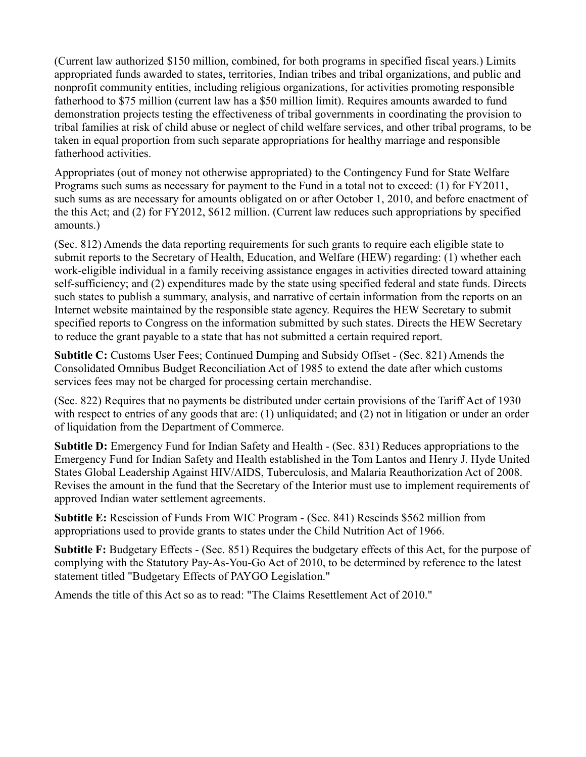(Current law authorized $150 million, combined, for both programs in specified fiscal years.) Limits appropriated funds awarded to states, territories, Indian tribes and tribal organizations, and public and nonprofit community entities, including religious organizations, for activities promoting responsible fatherhood to $75 million (current law has a $50 million limit). Requires amounts awarded to fund demonstration projects testing the effectiveness of tribal governments in coordinating the provision to tribal families at risk of child abuse or neglect of child welfare services, and other tribal programs, to be taken in equal proportion from such separate appropriations for healthy marriage and responsible fatherhood activities.

Appropriates (out of money not otherwise appropriated) to the Contingency Fund for State Welfare Programs such sums as necessary for payment to the Fund in a total not to exceed: (1) for FY2011, such sums as are necessary for amounts obligated on or after October 1, 2010, and before enactment of the this Act; and (2) for FY2012, $612 million. (Current law reduces such appropriations by specified amounts.)

(Sec. 812) Amends the data reporting requirements for such grants to require each eligible state to submit reports to the Secretary of Health, Education, and Welfare (HEW) regarding: (1) whether each work-eligible individual in a family receiving assistance engages in activities directed toward attaining self-sufficiency; and (2) expenditures made by the state using specified federal and state funds. Directs such states to publish a summary, analysis, and narrative of certain information from the reports on an Internet website maintained by the responsible state agency. Requires the HEW Secretary to submit specified reports to Congress on the information submitted by such states. Directs the HEW Secretary to reduce the grant payable to a state that has not submitted a certain required report.

**Subtitle C:** Customs User Fees; Continued Dumping and Subsidy Offset - (Sec. 821) Amends the Consolidated Omnibus Budget Reconciliation Act of 1985 to extend the date after which customs services fees may not be charged for processing certain merchandise.

(Sec. 822) Requires that no payments be distributed under certain provisions of the Tariff Act of 1930 with respect to entries of any goods that are: (1) unliquidated; and (2) not in litigation or under an order of liquidation from the Department of Commerce.

**Subtitle D:** Emergency Fund for Indian Safety and Health - (Sec. 831) Reduces appropriations to the Emergency Fund for Indian Safety and Health established in the Tom Lantos and Henry J. Hyde United States Global Leadership Against HIV/AIDS, Tuberculosis, and Malaria Reauthorization Act of 2008. Revises the amount in the fund that the Secretary of the Interior must use to implement requirements of approved Indian water settlement agreements.

**Subtitle E:** Rescission of Funds From WIC Program - (Sec. 841) Rescinds $562 million from appropriations used to provide grants to states under the Child Nutrition Act of 1966.

**Subtitle F:** Budgetary Effects - (Sec. 851) Requires the budgetary effects of this Act, for the purpose of complying with the Statutory Pay-As-You-Go Act of 2010, to be determined by reference to the latest statement titled "Budgetary Effects of PAYGO Legislation."

Amends the title of this Act so as to read: "The Claims Resettlement Act of 2010."